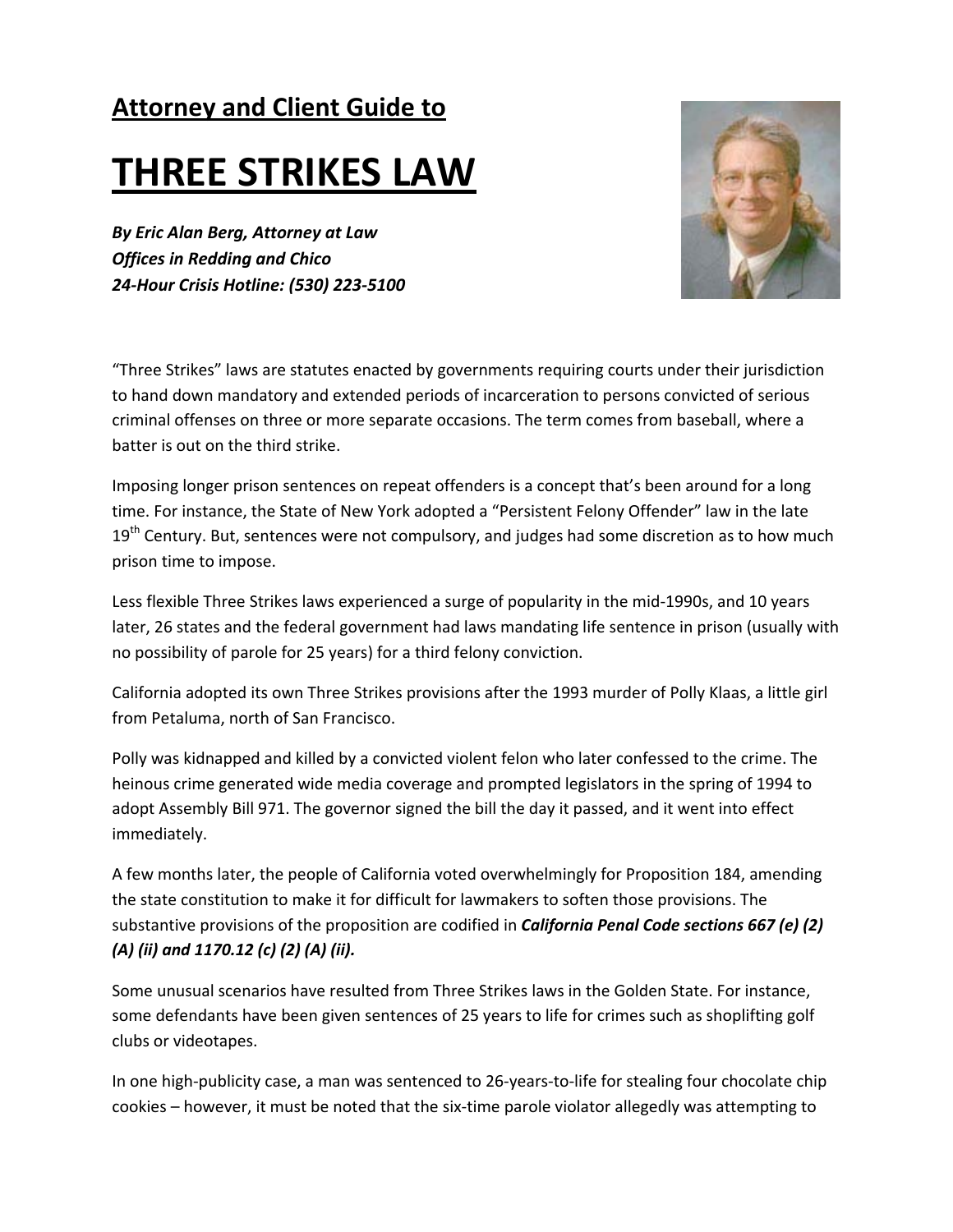**Attorney and Client Guide to**

# THREE STRIKES LAW

***By Eric Alan Berg, Attorney at Law***
***Offices in Redding and Chico***
***24-Hour Crisis Hotline: (530) 223-5100***

"Three Strikes" laws are statutes enacted by governments requiring courts under their jurisdiction to hand down mandatory and extended periods of incarceration to persons convicted of serious criminal offenses on three or more separate occasions. The term comes from baseball, where a batter is out on the third strike.

Imposing longer prison sentences on repeat offenders is a concept that's been around for a long time. For instance, the State of New York adopted a "Persistent Felony Offender" law in the late 19th Century. But, sentences were not compulsory, and judges had some discretion as to how much prison time to impose.

Less flexible Three Strikes laws experienced a surge of popularity in the mid-1990s, and 10 years later, 26 states and the federal government had laws mandating life sentence in prison (usually with no possibility of parole for 25 years) for a third felony conviction.

California adopted its own Three Strikes provisions after the 1993 murder of Polly Klaas, a little girl from Petaluma, north of San Francisco.

Polly was kidnapped and killed by a convicted violent felon who later confessed to the crime. The heinous crime generated wide media coverage and prompted legislators in the spring of 1994 to adopt Assembly Bill 971. The governor signed the bill the day it passed, and it went into effect immediately.

A few months later, the people of California voted overwhelmingly for Proposition 184, amending the state constitution to make it for difficult for lawmakers to soften those provisions. The substantive provisions of the proposition are codified in ***California Penal Code sections 667 (e) (2) (A) (ii) and 1170.12 (c) (2) (A) (ii).***

Some unusual scenarios have resulted from Three Strikes laws in the Golden State. For instance, some defendants have been given sentences of 25 years to life for crimes such as shoplifting golf clubs or videotapes.

In one high-publicity case, a man was sentenced to 26-years-to-life for stealing four chocolate chip cookies – however, it must be noted that the six-time parole violator allegedly was attempting to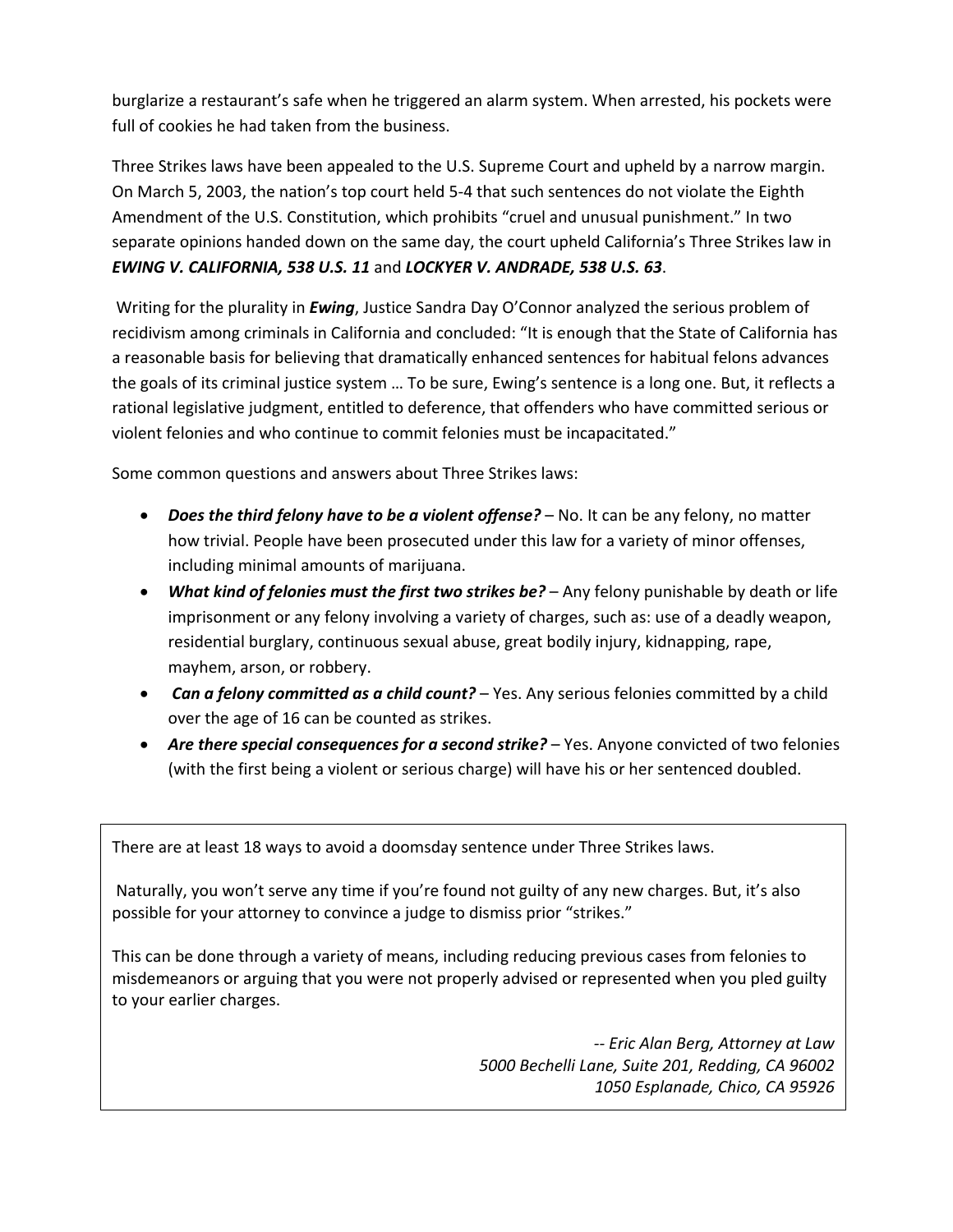burglarize a restaurant's safe when he triggered an alarm system. When arrested, his pockets were full of cookies he had taken from the business.

Three Strikes laws have been appealed to the U.S. Supreme Court and upheld by a narrow margin. On March 5, 2003, the nation's top court held 5-4 that such sentences do not violate the Eighth Amendment of the U.S. Constitution, which prohibits "cruel and unusual punishment." In two separate opinions handed down on the same day, the court upheld California's Three Strikes law in ***EWING V. CALIFORNIA, 538 U.S. 11*** and ***LOCKYER V. ANDRADE, 538 U.S. 63***.

Writing for the plurality in ***Ewing***, Justice Sandra Day O'Connor analyzed the serious problem of recidivism among criminals in California and concluded: "It is enough that the State of California has a reasonable basis for believing that dramatically enhanced sentences for habitual felons advances the goals of its criminal justice system … To be sure, Ewing's sentence is a long one. But, it reflects a rational legislative judgment, entitled to deference, that offenders who have committed serious or violent felonies and who continue to commit felonies must be incapacitated."

Some common questions and answers about Three Strikes laws:

- ***Does the third felony have to be a violent offense?*** – No. It can be any felony, no matter how trivial. People have been prosecuted under this law for a variety of minor offenses, including minimal amounts of marijuana.
- ***What kind of felonies must the first two strikes be?*** – Any felony punishable by death or life imprisonment or any felony involving a variety of charges, such as: use of a deadly weapon, residential burglary, continuous sexual abuse, great bodily injury, kidnapping, rape, mayhem, arson, or robbery.
- ***Can a felony committed as a child count?*** – Yes. Any serious felonies committed by a child over the age of 16 can be counted as strikes.
- ***Are there special consequences for a second strike?*** – Yes. Anyone convicted of two felonies (with the first being a violent or serious charge) will have his or her sentenced doubled.

---

There are at least 18 ways to avoid a doomsday sentence under Three Strikes laws.

Naturally, you won't serve any time if you're found not guilty of any new charges. But, it's also possible for your attorney to convince a judge to dismiss prior "strikes."

This can be done through a variety of means, including reducing previous cases from felonies to misdemeanors or arguing that you were not properly advised or represented when you pled guilty to your earlier charges.

*-- Eric Alan Berg, Attorney at Law*
*5000 Bechelli Lane, Suite 201, Redding, CA 96002*
*1050 Esplanade, Chico, CA 95926*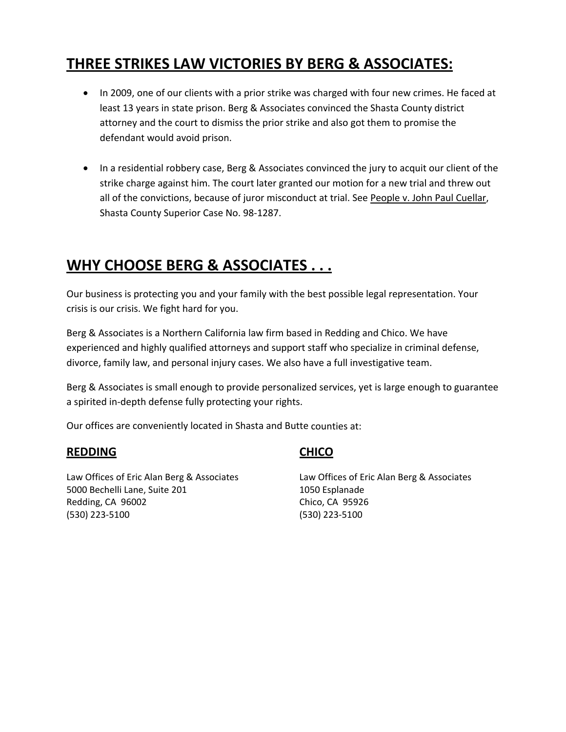## THREE STRIKES LAW VICTORIES BY BERG & ASSOCIATES:

- In 2009, one of our clients with a prior strike was charged with four new crimes. He faced at least 13 years in state prison. Berg & Associates convinced the Shasta County district attorney and the court to dismiss the prior strike and also got them to promise the defendant would avoid prison.
- In a residential robbery case, Berg & Associates convinced the jury to acquit our client of the strike charge against him. The court later granted our motion for a new trial and threw out all of the convictions, because of juror misconduct at trial. See People v. John Paul Cuellar, Shasta County Superior Case No. 98-1287.

## WHY CHOOSE BERG & ASSOCIATES . . .

Our business is protecting you and your family with the best possible legal representation. Your crisis is our crisis. We fight hard for you.

Berg & Associates is a Northern California law firm based in Redding and Chico. We have experienced and highly qualified attorneys and support staff who specialize in criminal defense, divorce, family law, and personal injury cases. We also have a full investigative team.

Berg & Associates is small enough to provide personalized services, yet is large enough to guarantee a spirited in-depth defense fully protecting your rights.

Our offices are conveniently located in Shasta and Butte counties at:

### REDDING

Law Offices of Eric Alan Berg & Associates
5000 Bechelli Lane, Suite 201
Redding, CA 96002
(530) 223-5100

### CHICO

Law Offices of Eric Alan Berg & Associates
1050 Esplanade
Chico, CA 95926
(530) 223-5100